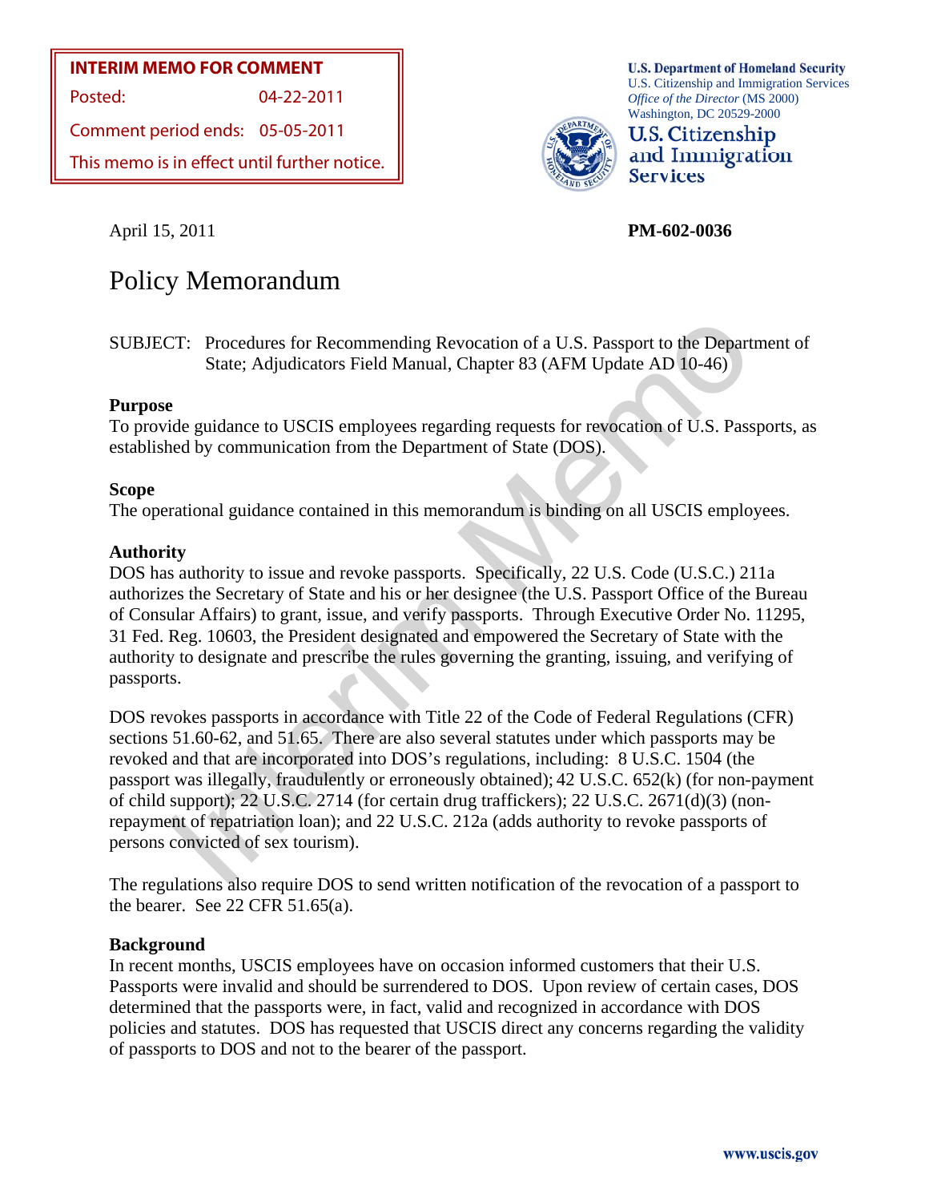**INTERIM MEMO FOR COMMENT**

Posted: 04-22-2011

Comment period ends: 05-05-2011

This memo is in effect until further notice.

**U.S. Department of Homeland Security**
U.S. Citizenship and Immigration Services
*Office of the Director* (MS 2000)
Washington, DC 20529-2000

**U.S. Citizenship and Immigration Services**

April 15, 2011 **PM-602-0036**

# Policy Memorandum

SUBJECT: Procedures for Recommending Revocation of a U.S. Passport to the Department of State; Adjudicators Field Manual, Chapter 83 (AFM Update AD 10-46)

**Purpose**
To provide guidance to USCIS employees regarding requests for revocation of U.S. Passports, as established by communication from the Department of State (DOS).

**Scope**
The operational guidance contained in this memorandum is binding on all USCIS employees.

**Authority**
DOS has authority to issue and revoke passports. Specifically, 22 U.S. Code (U.S.C.) 211a authorizes the Secretary of State and his or her designee (the U.S. Passport Office of the Bureau of Consular Affairs) to grant, issue, and verify passports. Through Executive Order No. 11295, 31 Fed. Reg. 10603, the President designated and empowered the Secretary of State with the authority to designate and prescribe the rules governing the granting, issuing, and verifying of passports.

DOS revokes passports in accordance with Title 22 of the Code of Federal Regulations (CFR) sections 51.60-62, and 51.65. There are also several statutes under which passports may be revoked and that are incorporated into DOS's regulations, including: 8 U.S.C. 1504 (the passport was illegally, fraudulently or erroneously obtained); 42 U.S.C. 652(k) (for non-payment of child support); 22 U.S.C. 2714 (for certain drug traffickers); 22 U.S.C. 2671(d)(3) (non-repayment of repatriation loan); and 22 U.S.C. 212a (adds authority to revoke passports of persons convicted of sex tourism).

The regulations also require DOS to send written notification of the revocation of a passport to the bearer. See 22 CFR 51.65(a).

**Background**
In recent months, USCIS employees have on occasion informed customers that their U.S. Passports were invalid and should be surrendered to DOS. Upon review of certain cases, DOS determined that the passports were, in fact, valid and recognized in accordance with DOS policies and statutes. DOS has requested that USCIS direct any concerns regarding the validity of passports to DOS and not to the bearer of the passport.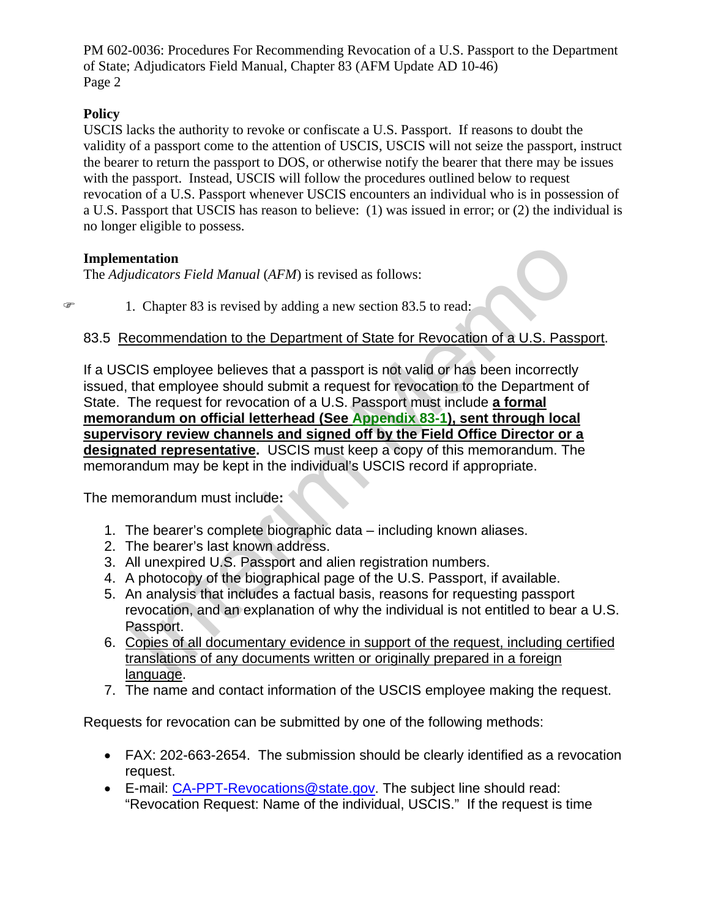**Policy**

USCIS lacks the authority to revoke or confiscate a U.S. Passport. If reasons to doubt the validity of a passport come to the attention of USCIS, USCIS will not seize the passport, instruct the bearer to return the passport to DOS, or otherwise notify the bearer that there may be issues with the passport. Instead, USCIS will follow the procedures outlined below to request revocation of a U.S. Passport whenever USCIS encounters an individual who is in possession of a U.S. Passport that USCIS has reason to believe: (1) was issued in error; or (2) the individual is no longer eligible to possess.

**Implementation**

The *Adjudicators Field Manual* (*AFM*) is revised as follows:

1. Chapter 83 is revised by adding a new section 83.5 to read:

83.5 Recommendation to the Department of State for Revocation of a U.S. Passport.

If a USCIS employee believes that a passport is not valid or has been incorrectly issued, that employee should submit a request for revocation to the Department of State. The request for revocation of a U.S. Passport must include **a formal memorandum on official letterhead (See Appendix 83-1), sent through local supervisory review channels and signed off by the Field Office Director or a designated representative.** USCIS must keep a copy of this memorandum. The memorandum may be kept in the individual's USCIS record if appropriate.

The memorandum must include**:**

1. The bearer's complete biographic data – including known aliases.
2. The bearer's last known address.
3. All unexpired U.S. Passport and alien registration numbers.
4. A photocopy of the biographical page of the U.S. Passport, if available.
5. An analysis that includes a factual basis, reasons for requesting passport revocation, and an explanation of why the individual is not entitled to bear a U.S. Passport.
6. Copies of all documentary evidence in support of the request, including certified translations of any documents written or originally prepared in a foreign language.
7. The name and contact information of the USCIS employee making the request.

Requests for revocation can be submitted by one of the following methods:

- FAX: 202-663-2654. The submission should be clearly identified as a revocation request.
- E-mail: CA-PPT-Revocations@state.gov. The subject line should read: "Revocation Request: Name of the individual, USCIS." If the request is time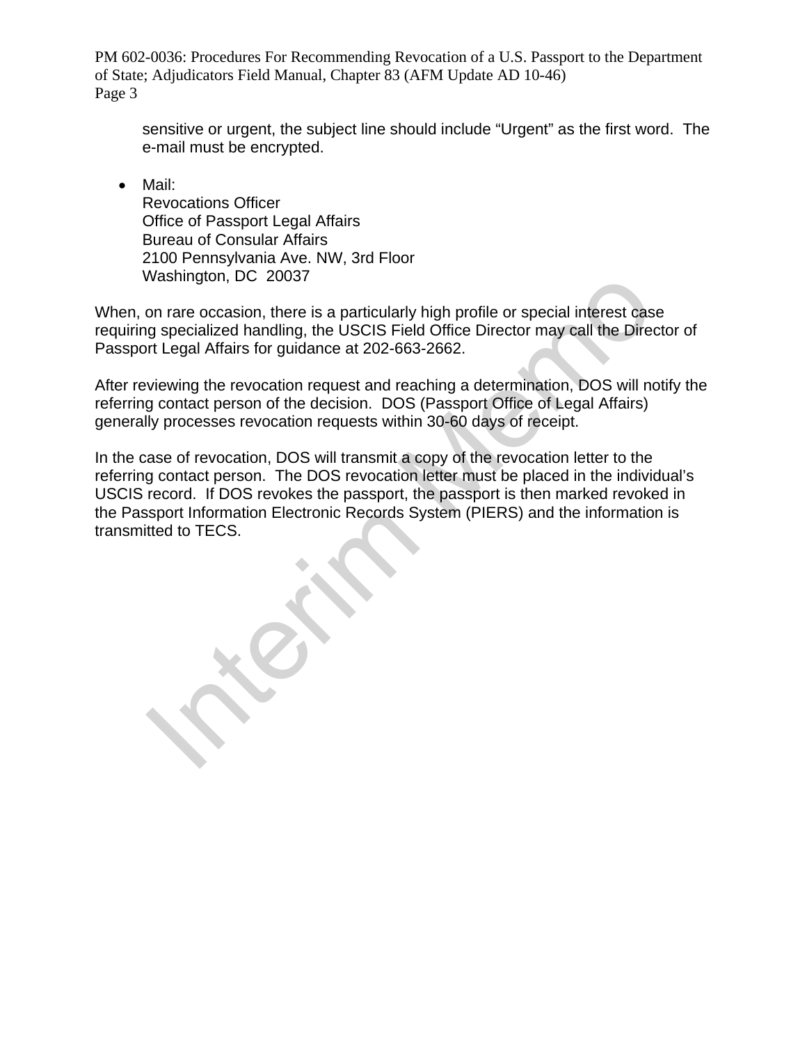sensitive or urgent, the subject line should include “Urgent” as the first word. The e-mail must be encrypted.

- Mail:
  Revocations Officer
  Office of Passport Legal Affairs
  Bureau of Consular Affairs
  2100 Pennsylvania Ave. NW, 3rd Floor
  Washington, DC 20037

When, on rare occasion, there is a particularly high profile or special interest case requiring specialized handling, the USCIS Field Office Director may call the Director of Passport Legal Affairs for guidance at 202-663-2662.

After reviewing the revocation request and reaching a determination, DOS will notify the referring contact person of the decision. DOS (Passport Office of Legal Affairs) generally processes revocation requests within 30-60 days of receipt.

In the case of revocation, DOS will transmit a copy of the revocation letter to the referring contact person. The DOS revocation letter must be placed in the individual’s USCIS record. If DOS revokes the passport, the passport is then marked revoked in the Passport Information Electronic Records System (PIERS) and the information is transmitted to TECS.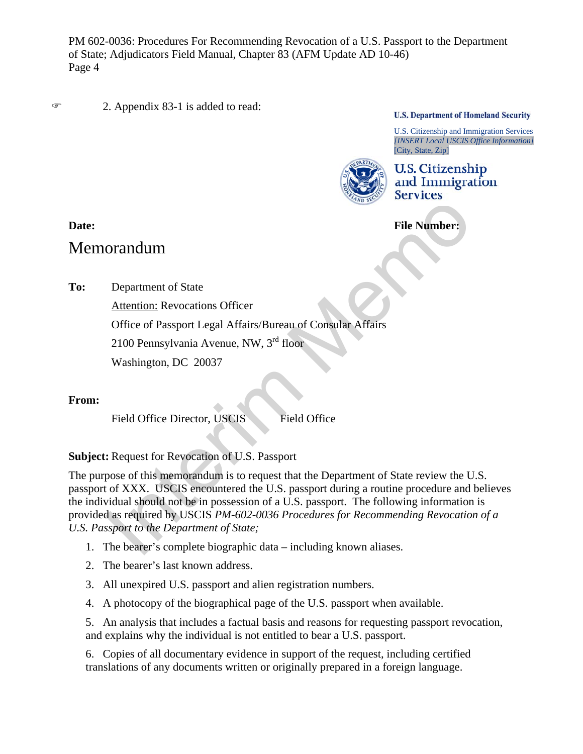2. Appendix 83-1 is added to read:

**U.S. Department of Homeland Security**

U.S. Citizenship and Immigration Services
*[INSERT Local USCIS Office Information]*
[City, State, Zip]

U.S. Citizenship and Immigration Services

**Date:** **File Number:**

# Memorandum

**To:** Department of State
Attention: Revocations Officer
Office of Passport Legal Affairs/Bureau of Consular Affairs
2100 Pennsylvania Avenue, NW, 3rd floor
Washington, DC 20037

**From:**

Field Office Director, USCIS Field Office

**Subject:** Request for Revocation of U.S. Passport

The purpose of this memorandum is to request that the Department of State review the U.S. passport of XXX. USCIS encountered the U.S. passport during a routine procedure and believes the individual should not be in possession of a U.S. passport. The following information is provided as required by USCIS *PM-602-0036 Procedures for Recommending Revocation of a U.S. Passport to the Department of State;*

1. The bearer's complete biographic data – including known aliases.
2. The bearer's last known address.
3. All unexpired U.S. passport and alien registration numbers.
4. A photocopy of the biographical page of the U.S. passport when available.
5. An analysis that includes a factual basis and reasons for requesting passport revocation, and explains why the individual is not entitled to bear a U.S. passport.
6. Copies of all documentary evidence in support of the request, including certified translations of any documents written or originally prepared in a foreign language.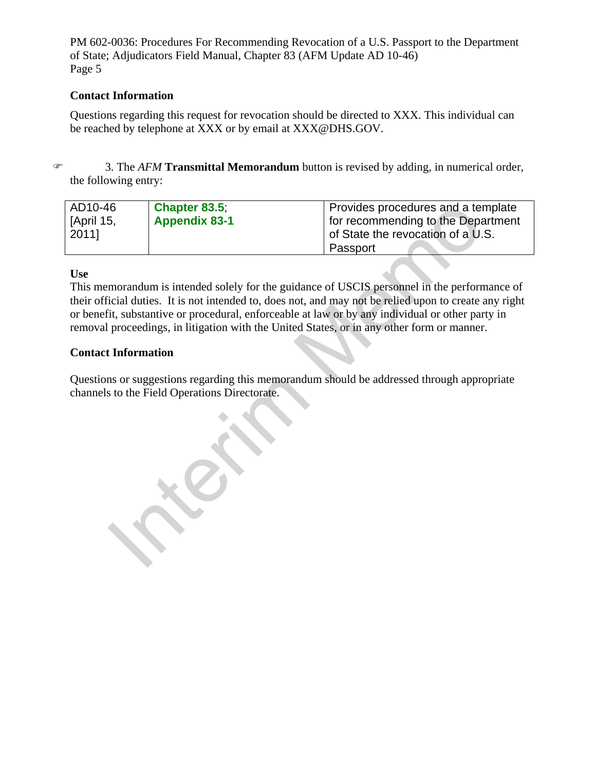**Contact Information**

Questions regarding this request for revocation should be directed to XXX. This individual can be reached by telephone at XXX or by email at XXX@DHS.GOV.

3. The *AFM* **Transmittal Memorandum** button is revised by adding, in numerical order, the following entry:

| | | |
|---|---|---|
| AD10-46 [April 15, 2011] | **Chapter 83.5**; **Appendix 83-1** | Provides procedures and a template for recommending to the Department of State the revocation of a U.S. Passport |

**Use**

This memorandum is intended solely for the guidance of USCIS personnel in the performance of their official duties. It is not intended to, does not, and may not be relied upon to create any right or benefit, substantive or procedural, enforceable at law or by any individual or other party in removal proceedings, in litigation with the United States, or in any other form or manner.

**Contact Information**

Questions or suggestions regarding this memorandum should be addressed through appropriate channels to the Field Operations Directorate.